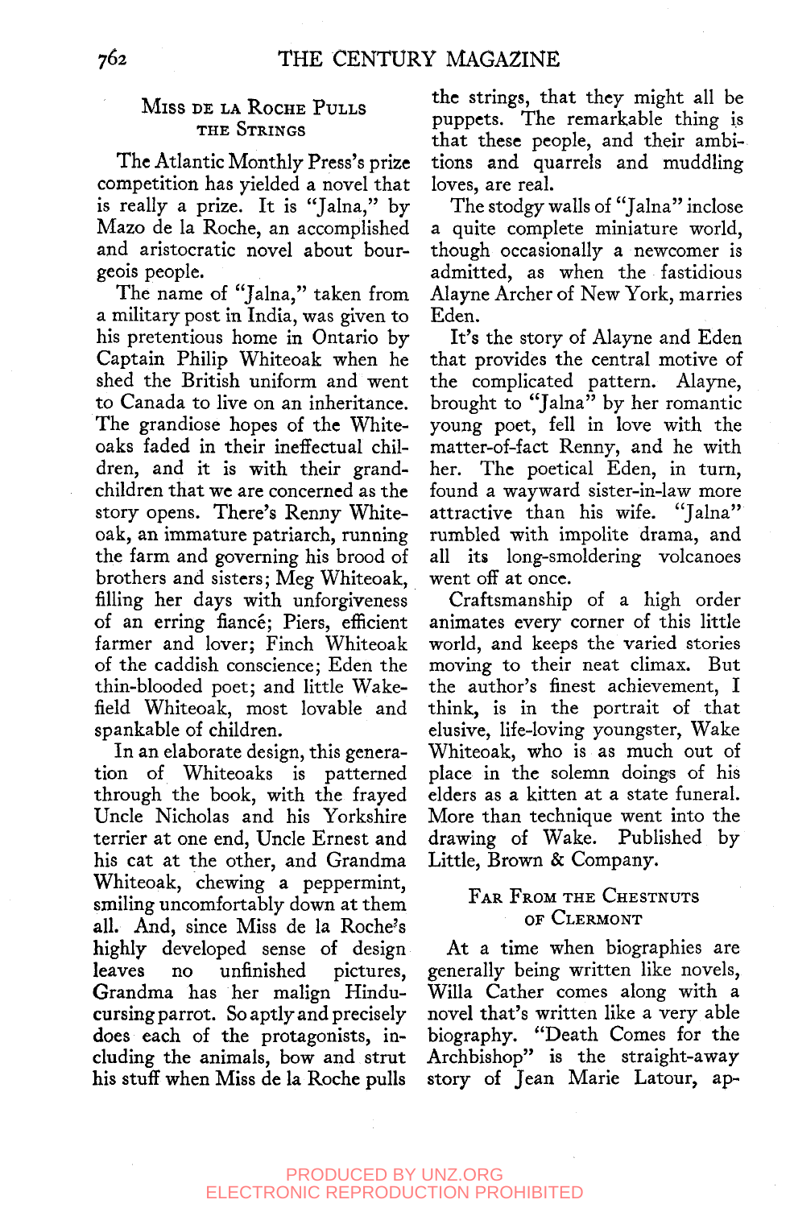### Miss de la Roche Pulls the Strings

The Atlantic Monthly Press's prize competition has yielded a novel that is really a prize. It is "Jalna," by Mazo de la Roche, an accomplished and aristocratic novel about bourgeois people.

The name of "Jalna," taken from a military post in India, was given to his pretentious home in Ontario by Captain Philip Whiteoak when he shed the British uniform and went to Canada to live on an inheritance. The grandiose hopes of the Whiteoaks faded in their ineffectual children, and it is with their grandchildren that we are concerned as the story opens. There's Renny Whiteoak, an immature patriarch, running the farm and governing his brood of brothers and sisters; Meg Whiteoak, filling her days with unforgiveness of an erring fiancé; Piers, efficient farmer and lover; Finch Whiteoak of the caddish conscience; Eden the thin-blooded poet; and little Wakefield Whiteoak, most lovable and spankable of children.

In an elaborate design, this generation of Whiteoaks is patterned through the book, with the frayed Uncle Nicholas and his Yorkshire terrier at one end, Uncle Ernest and his cat at the other, and Grandma Whiteoak, chewing a peppermint, smiling uncomfortably down at them all. And, since Miss de la Roche's highly developed sense of design leaves no unfinished pictures, Grandma has her malign Hindu-cursing parrot. So aptly and precisely does each of the protagonists, including the animals, bow and strut his stuff when Miss de la Roche pulls the strings, that they might all be puppets. The remarkable thing is that these people, and their ambitions and quarrels and muddling loves, are real.

The stodgy walls of "Jalna" inclose a quite complete miniature world, though occasionally a newcomer is admitted, as when the fastidious Alayne Archer of New York, marries Eden.

It's the story of Alayne and Eden that provides the central motive of the complicated pattern. Alayne, brought to "Jalna" by her romantic young poet, fell in love with the matter-of-fact Renny, and he with her. The poetical Eden, in turn, found a wayward sister-in-law more attractive than his wife. "Jalna" rumbled with impolite drama, and all its long-smoldering volcanoes went off at once.

Craftsmanship of a high order animates every corner of this little world, and keeps the varied stories moving to their neat climax. But the author's finest achievement, I think, is in the portrait of that elusive, life-loving youngster, Wake Whiteoak, who is as much out of place in the solemn doings of his elders as a kitten at a state funeral. More than technique went into the drawing of Wake. Published by Little, Brown & Company.

### Far from the Chestnuts of Clermont

At a time when biographies are generally being written like novels, Willa Cather comes along with a novel that's written like a very able biography. "Death Comes for the Archbishop" is the straight-away story of Jean Marie Latour, ap-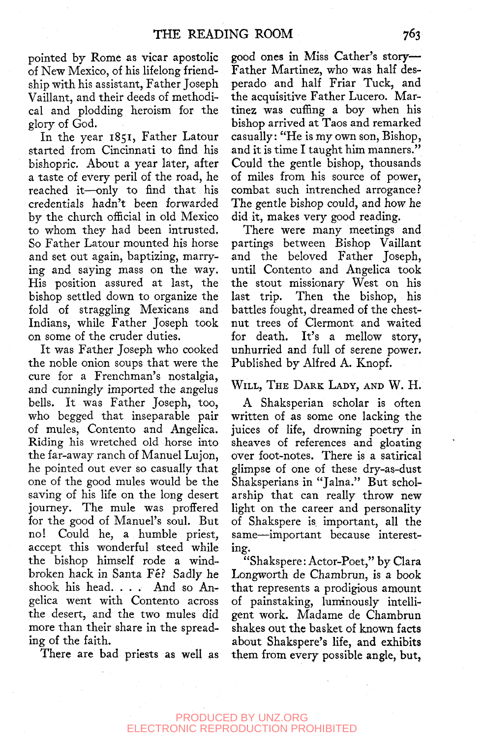pointed by Rome as vicar apostolic of New Mexico, of his lifelong friendship with his assistant, Father Joseph Vaillant, and their deeds of methodical and plodding heroism for the glory of God.

In the year 1851, Father Latour started from Cincinnati to find his bishopric. About a year later, after a taste of every peril of the road, he reached it—only to find that his credentials hadn't been forwarded by the church official in old Mexico to whom they had been intrusted. So Father Latour mounted his horse and set out again, baptizing, marrying and saying mass on the way. His position assured at last, the bishop settled down to organize the fold of straggling Mexicans and Indians, while Father Joseph took on some of the cruder duties.

It was Father Joseph who cooked the noble onion soups that were the cure for a Frenchman's nostalgia, and cunningly imported the angelus bells. It was Father Joseph, too, who begged that inseparable pair of mules, Contento and Angelica. Riding his wretched old horse into the far-away ranch of Manuel Lujon, he pointed out ever so casually that one of the good mules would be the saving of his life on the long desert journey. The mule was proffered for the good of Manuel's soul. But no! Could he, a humble priest, accept this wonderful steed while the bishop himself rode a wind-broken hack in Santa Fé? Sadly he shook his head. . . . And so Angelica went with Contento across the desert, and the two mules did more than their share in the spreading of the faith.

There are bad priests as well as good ones in Miss Cather's story—Father Martinez, who was half desperado and half Friar Tuck, and the acquisitive Father Lucero. Martinez was cuffing a boy when his bishop arrived at Taos and remarked casually: "He is my own son, Bishop, and it is time I taught him manners." Could the gentle bishop, thousands of miles from his source of power, combat such intrenched arrogance? The gentle bishop could, and how he did it, makes very good reading.

There were many meetings and partings between Bishop Vaillant and the beloved Father Joseph, until Contento and Angelica took the stout missionary West on his last trip. Then the bishop, his battles fought, dreamed of the chestnut trees of Clermont and waited for death. It's a mellow story, unhurried and full of serene power. Published by Alfred A. Knopf.

### Will, The Dark Lady, and W. H.

A Shaksperian scholar is often written of as some one lacking the juices of life, drowning poetry in sheaves of references and gloating over foot-notes. There is a satirical glimpse of one of these dry-as-dust Shaksperians in "Jalna." But scholarship that can really throw new light on the career and personality of Shakspere is important, all the same—important because interesting.

"Shakspere: Actor-Poet," by Clara Longworth de Chambrun, is a book that represents a prodigious amount of painstaking, luminously intelligent work. Madame de Chambrun shakes out the basket of known facts about Shakspere's life, and exhibits them from every possible angle, but,